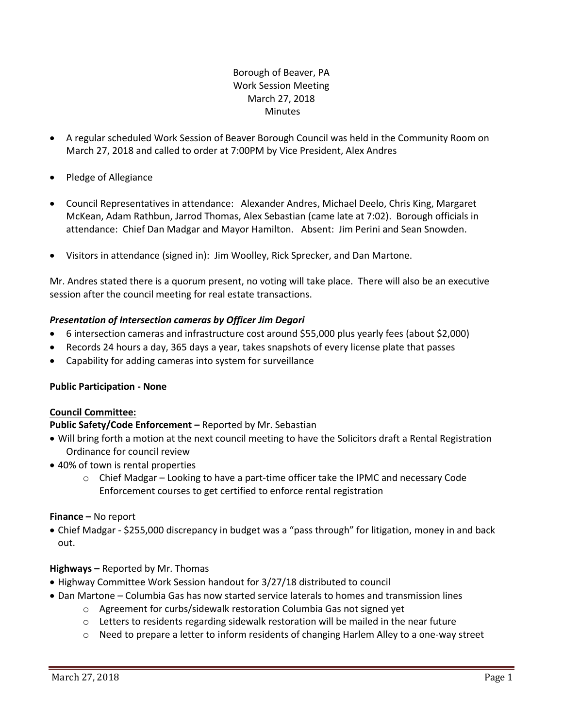Borough of Beaver, PA
Work Session Meeting
March 27, 2018
Minutes

- A regular scheduled Work Session of Beaver Borough Council was held in the Community Room on March 27, 2018 and called to order at 7:00PM by Vice President, Alex Andres
- Pledge of Allegiance
- Council Representatives in attendance: Alexander Andres, Michael Deelo, Chris King, Margaret McKean, Adam Rathbun, Jarrod Thomas, Alex Sebastian (came late at 7:02). Borough officials in attendance: Chief Dan Madgar and Mayor Hamilton. Absent: Jim Perini and Sean Snowden.
- Visitors in attendance (signed in): Jim Woolley, Rick Sprecker, and Dan Martone.

Mr. Andres stated there is a quorum present, no voting will take place. There will also be an executive session after the council meeting for real estate transactions.

***Presentation of Intersection cameras by Officer Jim Degori***

- 6 intersection cameras and infrastructure cost around $55,000 plus yearly fees (about $2,000)
- Records 24 hours a day, 365 days a year, takes snapshots of every license plate that passes
- Capability for adding cameras into system for surveillance

**Public Participation - None**

**Council Committee:**

**Public Safety/Code Enforcement –** Reported by Mr. Sebastian

- Will bring forth a motion at the next council meeting to have the Solicitors draft a Rental Registration Ordinance for council review
- 40% of town is rental properties
  - Chief Madgar – Looking to have a part-time officer take the IPMC and necessary Code Enforcement courses to get certified to enforce rental registration

**Finance –** No report

- Chief Madgar - $255,000 discrepancy in budget was a "pass through" for litigation, money in and back out.

**Highways –** Reported by Mr. Thomas

- Highway Committee Work Session handout for 3/27/18 distributed to council
- Dan Martone – Columbia Gas has now started service laterals to homes and transmission lines
  - Agreement for curbs/sidewalk restoration Columbia Gas not signed yet
  - Letters to residents regarding sidewalk restoration will be mailed in the near future
  - Need to prepare a letter to inform residents of changing Harlem Alley to a one-way street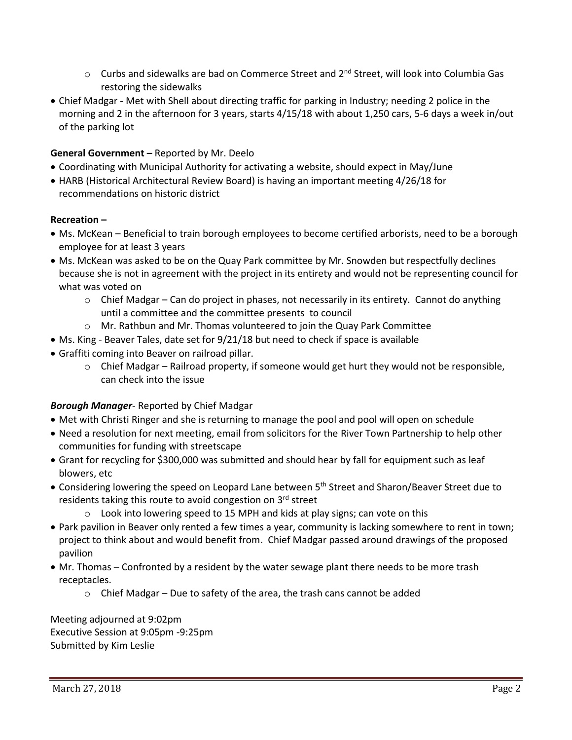- Curbs and sidewalks are bad on Commerce Street and 2nd Street, will look into Columbia Gas restoring the sidewalks
- Chief Madgar - Met with Shell about directing traffic for parking in Industry; needing 2 police in the morning and 2 in the afternoon for 3 years, starts 4/15/18 with about 1,250 cars, 5-6 days a week in/out of the parking lot

**General Government –** Reported by Mr. Deelo

- Coordinating with Municipal Authority for activating a website, should expect in May/June
- HARB (Historical Architectural Review Board) is having an important meeting 4/26/18 for recommendations on historic district

**Recreation –**

- Ms. McKean – Beneficial to train borough employees to become certified arborists, need to be a borough employee for at least 3 years
- Ms. McKean was asked to be on the Quay Park committee by Mr. Snowden but respectfully declines because she is not in agreement with the project in its entirety and would not be representing council for what was voted on
  - Chief Madgar – Can do project in phases, not necessarily in its entirety. Cannot do anything until a committee and the committee presents to council
  - Mr. Rathbun and Mr. Thomas volunteered to join the Quay Park Committee
- Ms. King - Beaver Tales, date set for 9/21/18 but need to check if space is available
- Graffiti coming into Beaver on railroad pillar.
  - Chief Madgar – Railroad property, if someone would get hurt they would not be responsible, can check into the issue

***Borough Manager***- Reported by Chief Madgar

- Met with Christi Ringer and she is returning to manage the pool and pool will open on schedule
- Need a resolution for next meeting, email from solicitors for the River Town Partnership to help other communities for funding with streetscape
- Grant for recycling for $300,000 was submitted and should hear by fall for equipment such as leaf blowers, etc
- Considering lowering the speed on Leopard Lane between 5th Street and Sharon/Beaver Street due to residents taking this route to avoid congestion on 3rd street
  - Look into lowering speed to 15 MPH and kids at play signs; can vote on this
- Park pavilion in Beaver only rented a few times a year, community is lacking somewhere to rent in town; project to think about and would benefit from. Chief Madgar passed around drawings of the proposed pavilion
- Mr. Thomas – Confronted by a resident by the water sewage plant there needs to be more trash receptacles.
  - Chief Madgar – Due to safety of the area, the trash cans cannot be added

Meeting adjourned at 9:02pm
Executive Session at 9:05pm -9:25pm
Submitted by Kim Leslie